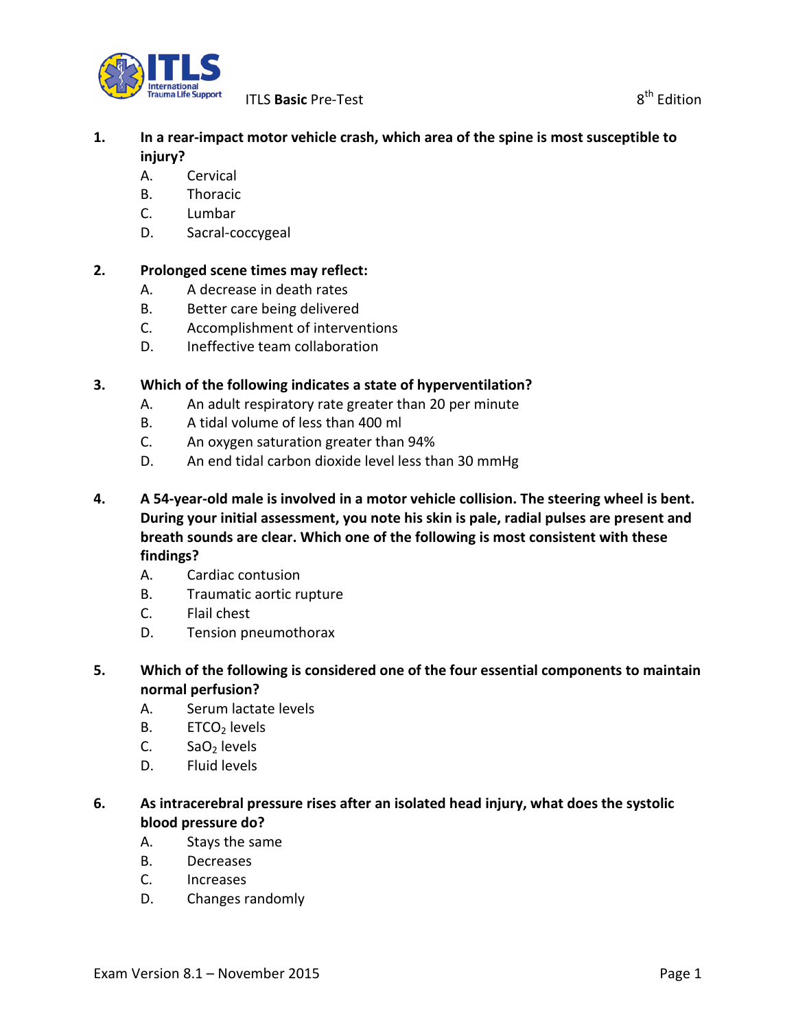ITLS **Basic** Pre-Test — 8th Edition

**1. In a rear-impact motor vehicle crash, which area of the spine is most susceptible to injury?**

- A. Cervical
- B. Thoracic
- C. Lumbar
- D. Sacral-coccygeal

**2. Prolonged scene times may reflect:**

- A. A decrease in death rates
- B. Better care being delivered
- C. Accomplishment of interventions
- D. Ineffective team collaboration

**3. Which of the following indicates a state of hyperventilation?**

- A. An adult respiratory rate greater than 20 per minute
- B. A tidal volume of less than 400 ml
- C. An oxygen saturation greater than 94%
- D. An end tidal carbon dioxide level less than 30 mmHg

**4. A 54-year-old male is involved in a motor vehicle collision. The steering wheel is bent. During your initial assessment, you note his skin is pale, radial pulses are present and breath sounds are clear. Which one of the following is most consistent with these findings?**

- A. Cardiac contusion
- B. Traumatic aortic rupture
- C. Flail chest
- D. Tension pneumothorax

**5. Which of the following is considered one of the four essential components to maintain normal perfusion?**

- A. Serum lactate levels
- B. $ETCO_2$ levels
- C. $SaO_2$ levels
- D. Fluid levels

**6. As intracerebral pressure rises after an isolated head injury, what does the systolic blood pressure do?**

- A. Stays the same
- B. Decreases
- C. Increases
- D. Changes randomly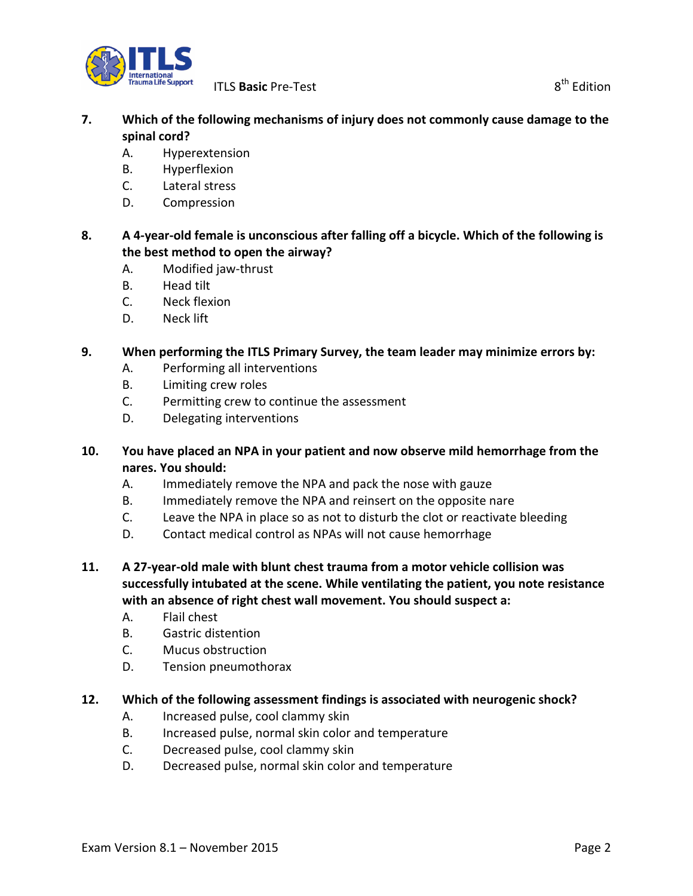**7. Which of the following mechanisms of injury does not commonly cause damage to the spinal cord?**

A. Hyperextension
B. Hyperflexion
C. Lateral stress
D. Compression

**8. A 4-year-old female is unconscious after falling off a bicycle. Which of the following is the best method to open the airway?**

A. Modified jaw-thrust
B. Head tilt
C. Neck flexion
D. Neck lift

**9. When performing the ITLS Primary Survey, the team leader may minimize errors by:**

A. Performing all interventions
B. Limiting crew roles
C. Permitting crew to continue the assessment
D. Delegating interventions

**10. You have placed an NPA in your patient and now observe mild hemorrhage from the nares. You should:**

A. Immediately remove the NPA and pack the nose with gauze
B. Immediately remove the NPA and reinsert on the opposite nare
C. Leave the NPA in place so as not to disturb the clot or reactivate bleeding
D. Contact medical control as NPAs will not cause hemorrhage

**11. A 27-year-old male with blunt chest trauma from a motor vehicle collision was successfully intubated at the scene. While ventilating the patient, you note resistance with an absence of right chest wall movement. You should suspect a:**

A. Flail chest
B. Gastric distention
C. Mucus obstruction
D. Tension pneumothorax

**12. Which of the following assessment findings is associated with neurogenic shock?**

A. Increased pulse, cool clammy skin
B. Increased pulse, normal skin color and temperature
C. Decreased pulse, cool clammy skin
D. Decreased pulse, normal skin color and temperature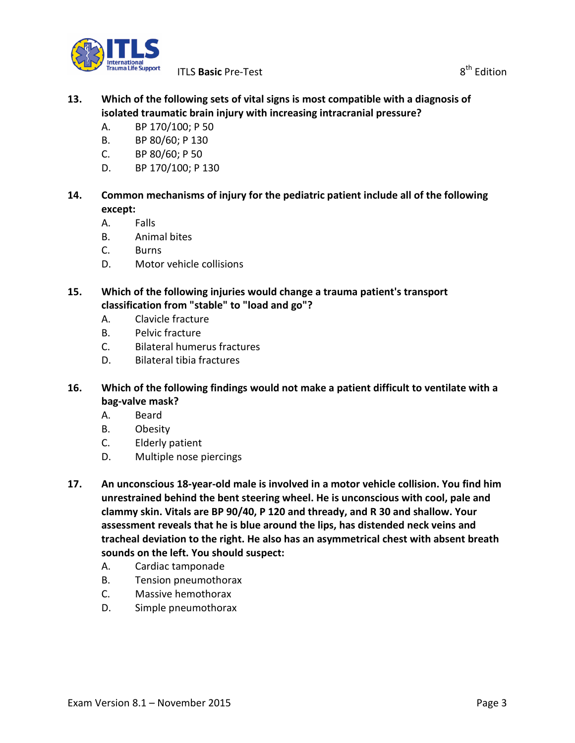**13. Which of the following sets of vital signs is most compatible with a diagnosis of isolated traumatic brain injury with increasing intracranial pressure?**

A. BP 170/100; P 50
B. BP 80/60; P 130
C. BP 80/60; P 50
D. BP 170/100; P 130

**14. Common mechanisms of injury for the pediatric patient include all of the following except:**

A. Falls
B. Animal bites
C. Burns
D. Motor vehicle collisions

**15. Which of the following injuries would change a trauma patient's transport classification from "stable" to "load and go"?**

A. Clavicle fracture
B. Pelvic fracture
C. Bilateral humerus fractures
D. Bilateral tibia fractures

**16. Which of the following findings would not make a patient difficult to ventilate with a bag-valve mask?**

A. Beard
B. Obesity
C. Elderly patient
D. Multiple nose piercings

**17. An unconscious 18-year-old male is involved in a motor vehicle collision. You find him unrestrained behind the bent steering wheel. He is unconscious with cool, pale and clammy skin. Vitals are BP 90/40, P 120 and thready, and R 30 and shallow. Your assessment reveals that he is blue around the lips, has distended neck veins and tracheal deviation to the right. He also has an asymmetrical chest with absent breath sounds on the left. You should suspect:**

A. Cardiac tamponade
B. Tension pneumothorax
C. Massive hemothorax
D. Simple pneumothorax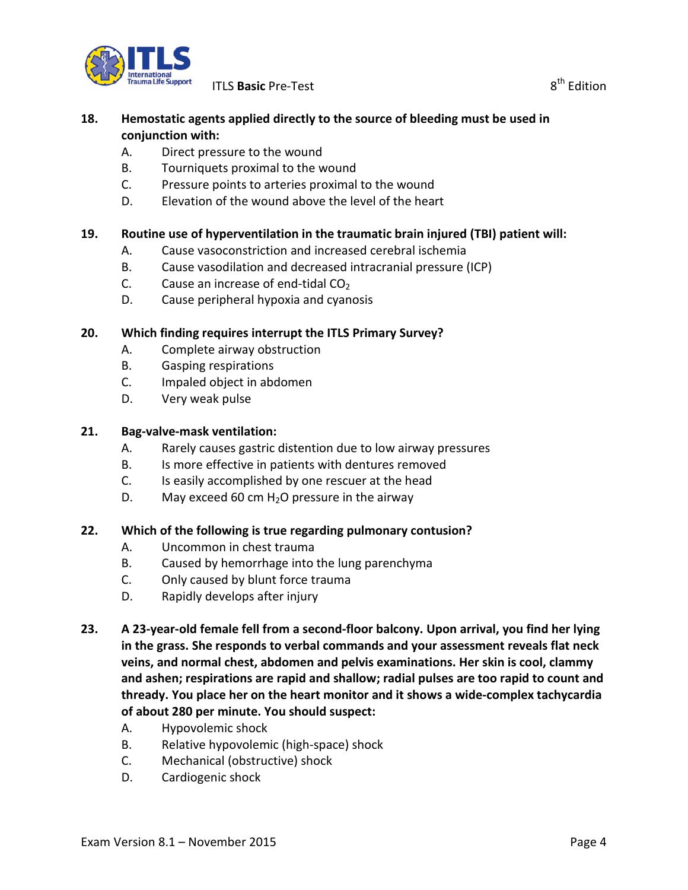**18. Hemostatic agents applied directly to the source of bleeding must be used in conjunction with:**

- A. Direct pressure to the wound
- B. Tourniquets proximal to the wound
- C. Pressure points to arteries proximal to the wound
- D. Elevation of the wound above the level of the heart

**19. Routine use of hyperventilation in the traumatic brain injured (TBI) patient will:**

- A. Cause vasoconstriction and increased cerebral ischemia
- B. Cause vasodilation and decreased intracranial pressure (ICP)
- C. Cause an increase of end-tidal $CO_2$
- D. Cause peripheral hypoxia and cyanosis

**20. Which finding requires interrupt the ITLS Primary Survey?**

- A. Complete airway obstruction
- B. Gasping respirations
- C. Impaled object in abdomen
- D. Very weak pulse

**21. Bag-valve-mask ventilation:**

- A. Rarely causes gastric distention due to low airway pressures
- B. Is more effective in patients with dentures removed
- C. Is easily accomplished by one rescuer at the head
- D. May exceed 60 cm $H_2O$ pressure in the airway

**22. Which of the following is true regarding pulmonary contusion?**

- A. Uncommon in chest trauma
- B. Caused by hemorrhage into the lung parenchyma
- C. Only caused by blunt force trauma
- D. Rapidly develops after injury

**23. A 23-year-old female fell from a second-floor balcony. Upon arrival, you find her lying in the grass. She responds to verbal commands and your assessment reveals flat neck veins, and normal chest, abdomen and pelvis examinations. Her skin is cool, clammy and ashen; respirations are rapid and shallow; radial pulses are too rapid to count and thready. You place her on the heart monitor and it shows a wide-complex tachycardia of about 280 per minute. You should suspect:**

- A. Hypovolemic shock
- B. Relative hypovolemic (high-space) shock
- C. Mechanical (obstructive) shock
- D. Cardiogenic shock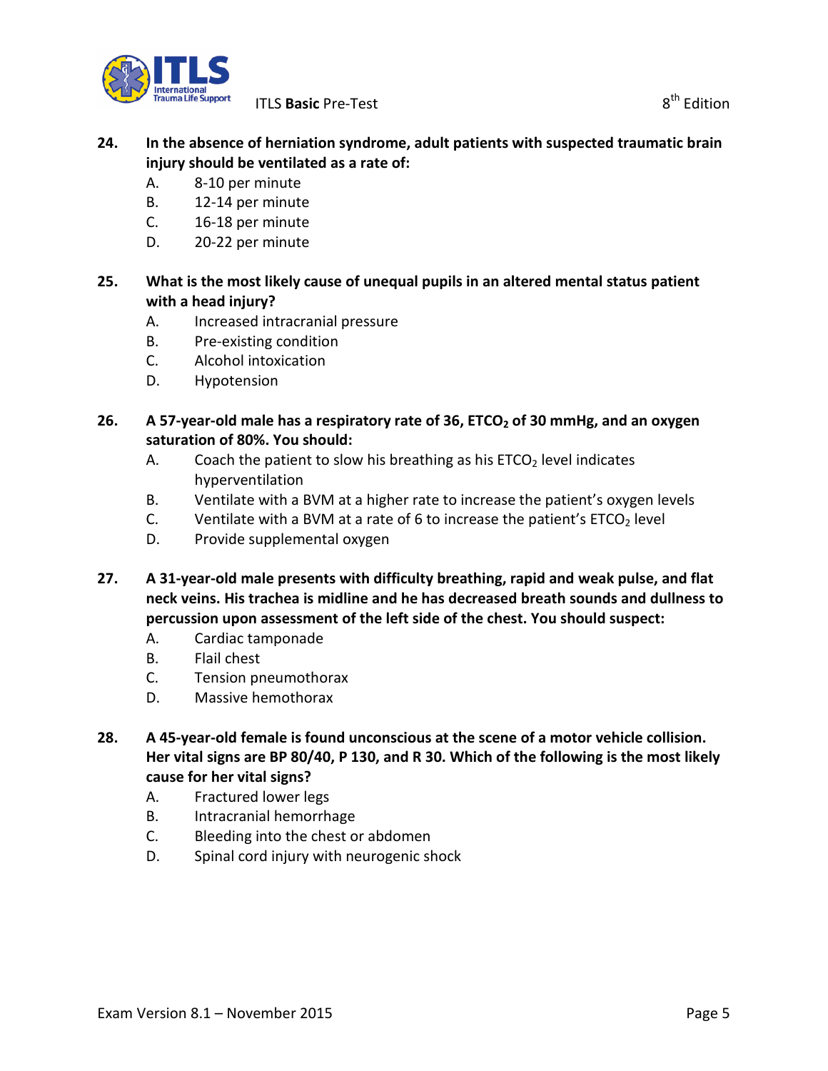**24. In the absence of herniation syndrome, adult patients with suspected traumatic brain injury should be ventilated as a rate of:**

A. 8-10 per minute
B. 12-14 per minute
C. 16-18 per minute
D. 20-22 per minute

**25. What is the most likely cause of unequal pupils in an altered mental status patient with a head injury?**

A. Increased intracranial pressure
B. Pre-existing condition
C. Alcohol intoxication
D. Hypotension

**26. A 57-year-old male has a respiratory rate of 36, $ETCO_2$ of 30 mmHg, and an oxygen saturation of 80%. You should:**

A. Coach the patient to slow his breathing as his $ETCO_2$ level indicates hyperventilation
B. Ventilate with a BVM at a higher rate to increase the patient's oxygen levels
C. Ventilate with a BVM at a rate of 6 to increase the patient's $ETCO_2$ level
D. Provide supplemental oxygen

**27. A 31-year-old male presents with difficulty breathing, rapid and weak pulse, and flat neck veins. His trachea is midline and he has decreased breath sounds and dullness to percussion upon assessment of the left side of the chest. You should suspect:**

A. Cardiac tamponade
B. Flail chest
C. Tension pneumothorax
D. Massive hemothorax

**28. A 45-year-old female is found unconscious at the scene of a motor vehicle collision. Her vital signs are BP 80/40, P 130, and R 30. Which of the following is the most likely cause for her vital signs?**

A. Fractured lower legs
B. Intracranial hemorrhage
C. Bleeding into the chest or abdomen
D. Spinal cord injury with neurogenic shock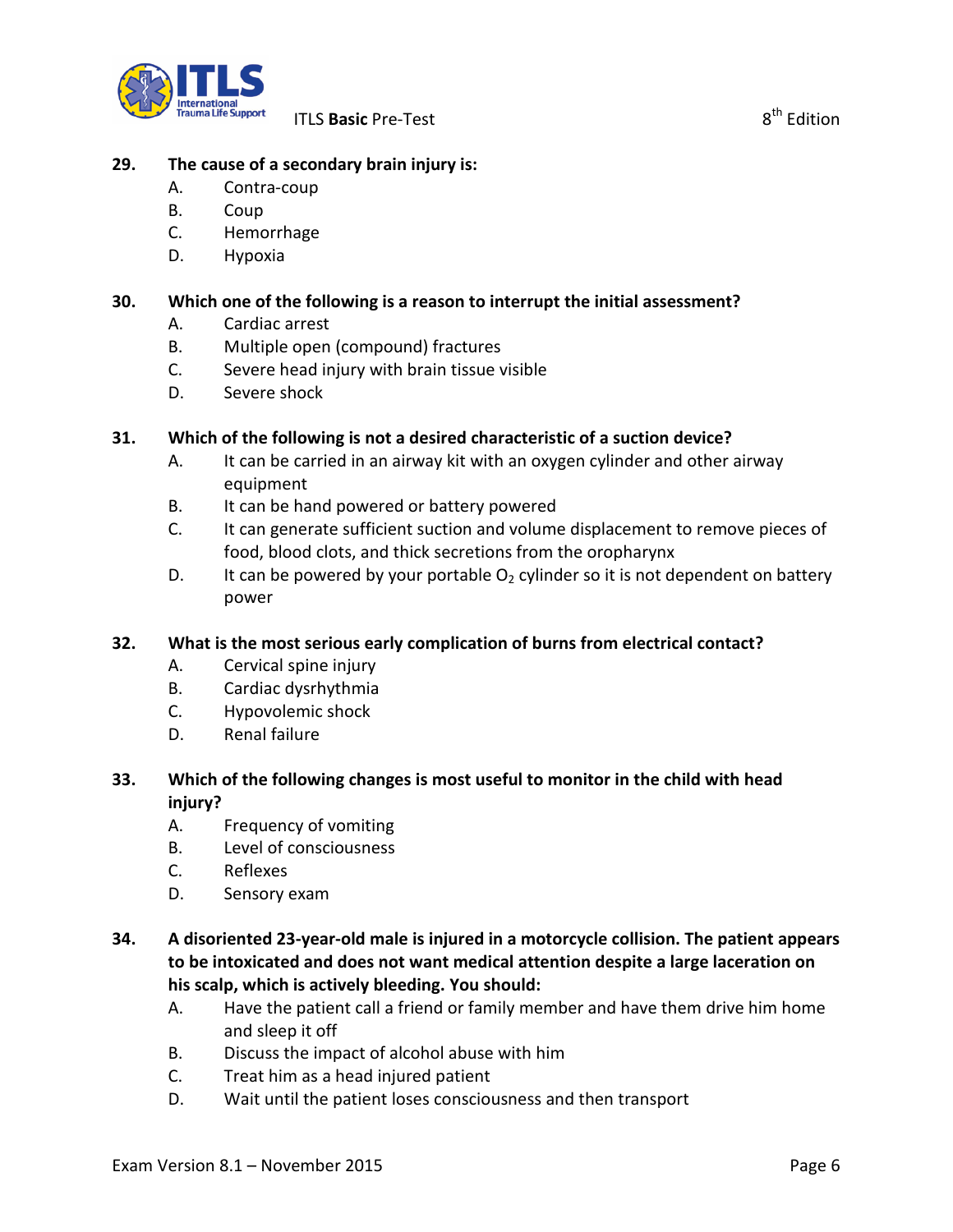**29. The cause of a secondary brain injury is:**

A. Contra-coup
B. Coup
C. Hemorrhage
D. Hypoxia

**30. Which one of the following is a reason to interrupt the initial assessment?**

A. Cardiac arrest
B. Multiple open (compound) fractures
C. Severe head injury with brain tissue visible
D. Severe shock

**31. Which of the following is not a desired characteristic of a suction device?**

A. It can be carried in an airway kit with an oxygen cylinder and other airway equipment
B. It can be hand powered or battery powered
C. It can generate sufficient suction and volume displacement to remove pieces of food, blood clots, and thick secretions from the oropharynx
D. It can be powered by your portable $O_2$ cylinder so it is not dependent on battery power

**32. What is the most serious early complication of burns from electrical contact?**

A. Cervical spine injury
B. Cardiac dysrhythmia
C. Hypovolemic shock
D. Renal failure

**33. Which of the following changes is most useful to monitor in the child with head injury?**

A. Frequency of vomiting
B. Level of consciousness
C. Reflexes
D. Sensory exam

**34. A disoriented 23-year-old male is injured in a motorcycle collision. The patient appears to be intoxicated and does not want medical attention despite a large laceration on his scalp, which is actively bleeding. You should:**

A. Have the patient call a friend or family member and have them drive him home and sleep it off
B. Discuss the impact of alcohol abuse with him
C. Treat him as a head injured patient
D. Wait until the patient loses consciousness and then transport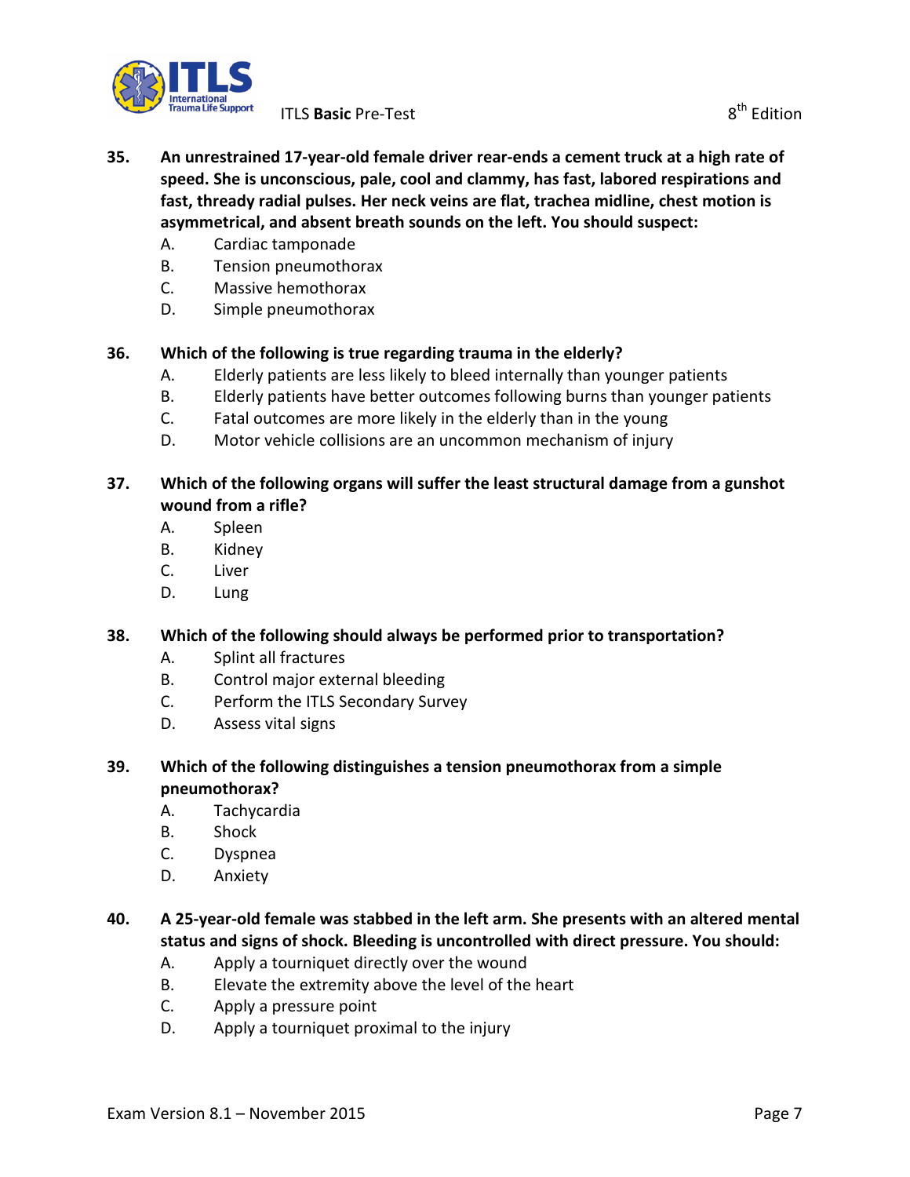**35. An unrestrained 17-year-old female driver rear-ends a cement truck at a high rate of speed. She is unconscious, pale, cool and clammy, has fast, labored respirations and fast, thready radial pulses. Her neck veins are flat, trachea midline, chest motion is asymmetrical, and absent breath sounds on the left. You should suspect:**

A. Cardiac tamponade
B. Tension pneumothorax
C. Massive hemothorax
D. Simple pneumothorax

**36. Which of the following is true regarding trauma in the elderly?**

A. Elderly patients are less likely to bleed internally than younger patients
B. Elderly patients have better outcomes following burns than younger patients
C. Fatal outcomes are more likely in the elderly than in the young
D. Motor vehicle collisions are an uncommon mechanism of injury

**37. Which of the following organs will suffer the least structural damage from a gunshot wound from a rifle?**

A. Spleen
B. Kidney
C. Liver
D. Lung

**38. Which of the following should always be performed prior to transportation?**

A. Splint all fractures
B. Control major external bleeding
C. Perform the ITLS Secondary Survey
D. Assess vital signs

**39. Which of the following distinguishes a tension pneumothorax from a simple pneumothorax?**

A. Tachycardia
B. Shock
C. Dyspnea
D. Anxiety

**40. A 25-year-old female was stabbed in the left arm. She presents with an altered mental status and signs of shock. Bleeding is uncontrolled with direct pressure. You should:**

A. Apply a tourniquet directly over the wound
B. Elevate the extremity above the level of the heart
C. Apply a pressure point
D. Apply a tourniquet proximal to the injury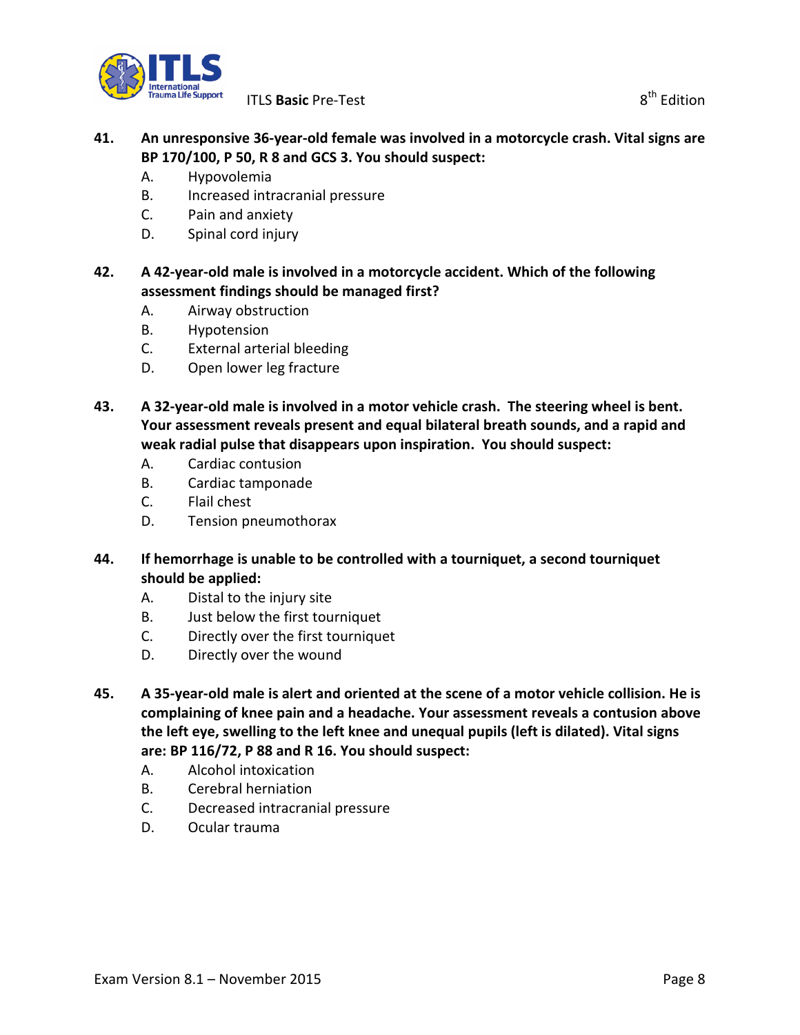**41. An unresponsive 36-year-old female was involved in a motorcycle crash. Vital signs are BP 170/100, P 50, R 8 and GCS 3. You should suspect:**

A. Hypovolemia
B. Increased intracranial pressure
C. Pain and anxiety
D. Spinal cord injury

**42. A 42-year-old male is involved in a motorcycle accident. Which of the following assessment findings should be managed first?**

A. Airway obstruction
B. Hypotension
C. External arterial bleeding
D. Open lower leg fracture

**43. A 32-year-old male is involved in a motor vehicle crash. The steering wheel is bent. Your assessment reveals present and equal bilateral breath sounds, and a rapid and weak radial pulse that disappears upon inspiration. You should suspect:**

A. Cardiac contusion
B. Cardiac tamponade
C. Flail chest
D. Tension pneumothorax

**44. If hemorrhage is unable to be controlled with a tourniquet, a second tourniquet should be applied:**

A. Distal to the injury site
B. Just below the first tourniquet
C. Directly over the first tourniquet
D. Directly over the wound

**45. A 35-year-old male is alert and oriented at the scene of a motor vehicle collision. He is complaining of knee pain and a headache. Your assessment reveals a contusion above the left eye, swelling to the left knee and unequal pupils (left is dilated). Vital signs are: BP 116/72, P 88 and R 16. You should suspect:**

A. Alcohol intoxication
B. Cerebral herniation
C. Decreased intracranial pressure
D. Ocular trauma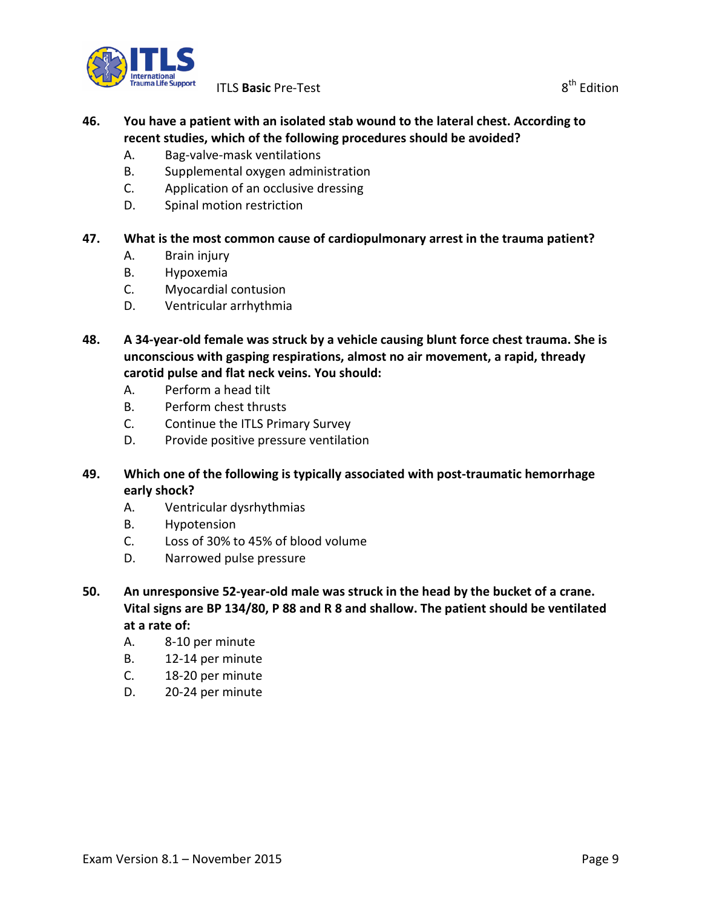**46. You have a patient with an isolated stab wound to the lateral chest. According to recent studies, which of the following procedures should be avoided?**

A. Bag-valve-mask ventilations
B. Supplemental oxygen administration
C. Application of an occlusive dressing
D. Spinal motion restriction

**47. What is the most common cause of cardiopulmonary arrest in the trauma patient?**

A. Brain injury
B. Hypoxemia
C. Myocardial contusion
D. Ventricular arrhythmia

**48. A 34-year-old female was struck by a vehicle causing blunt force chest trauma. She is unconscious with gasping respirations, almost no air movement, a rapid, thready carotid pulse and flat neck veins. You should:**

A. Perform a head tilt
B. Perform chest thrusts
C. Continue the ITLS Primary Survey
D. Provide positive pressure ventilation

**49. Which one of the following is typically associated with post-traumatic hemorrhage early shock?**

A. Ventricular dysrhythmias
B. Hypotension
C. Loss of 30% to 45% of blood volume
D. Narrowed pulse pressure

**50. An unresponsive 52-year-old male was struck in the head by the bucket of a crane. Vital signs are BP 134/80, P 88 and R 8 and shallow. The patient should be ventilated at a rate of:**

A. 8-10 per minute
B. 12-14 per minute
C. 18-20 per minute
D. 20-24 per minute